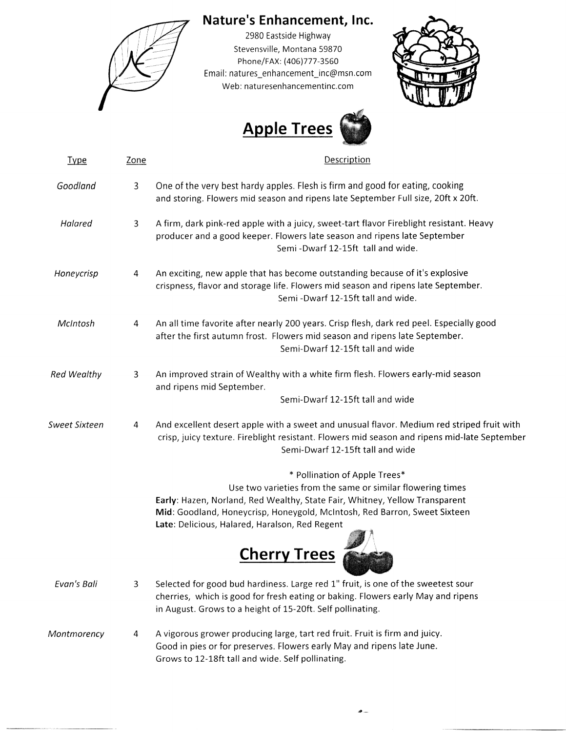# Nature's Enhancement, Inc.

2980 Eastside Highway
Stevensville, Montana 59870
Phone/FAX: (406)777-3560
Email: natures_enhancement_inc@msn.com
Web: naturesenhancementinc.com

## Apple Trees

| Type | Zone | Description |
| --- | --- | --- |
| *Goodland* | 3 | One of the very best hardy apples. Flesh is firm and good for eating, cooking and storing. Flowers mid season and ripens late September Full size, 20ft x 20ft. |
| *Halared* | 3 | A firm, dark pink-red apple with a juicy, sweet-tart flavor Fireblight resistant. Heavy producer and a good keeper. Flowers late season and ripens late September Semi -Dwarf 12-15ft tall and wide. |
| *Honeycrisp* | 4 | An exciting, new apple that has become outstanding because of it's explosive crispness, flavor and storage life. Flowers mid season and ripens late September. Semi -Dwarf 12-15ft tall and wide. |
| *McIntosh* | 4 | An all time favorite after nearly 200 years. Crisp flesh, dark red peel. Especially good after the first autumn frost. Flowers mid season and ripens late September. Semi-Dwarf 12-15ft tall and wide |
| *Red Wealthy* | 3 | An improved strain of Wealthy with a white firm flesh. Flowers early-mid season and ripens mid September. Semi-Dwarf 12-15ft tall and wide |
| *Sweet Sixteen* | 4 | And excellent desert apple with a sweet and unusual flavor. Medium red striped fruit with crisp, juicy texture. Fireblight resistant. Flowers mid season and ripens mid-late September Semi-Dwarf 12-15ft tall and wide |

\* Pollination of Apple Trees\*

Use two varieties from the same or similar flowering times

**Early**: Hazen, Norland, Red Wealthy, State Fair, Whitney, Yellow Transparent
**Mid**: Goodland, Honeycrisp, Honeygold, McIntosh, Red Barron, Sweet Sixteen
**Late**: Delicious, Halared, Haralson, Red Regent

## Cherry Trees

| Type | Zone | Description |
| --- | --- | --- |
| *Evan's Bali* | 3 | Selected for good bud hardiness. Large red 1" fruit, is one of the sweetest sour cherries, which is good for fresh eating or baking. Flowers early May and ripens in August. Grows to a height of 15-20ft. Self pollinating. |
| *Montmorency* | 4 | A vigorous grower producing large, tart red fruit. Fruit is firm and juicy. Good in pies or for preserves. Flowers early May and ripens late June. Grows to 12-18ft tall and wide. Self pollinating. |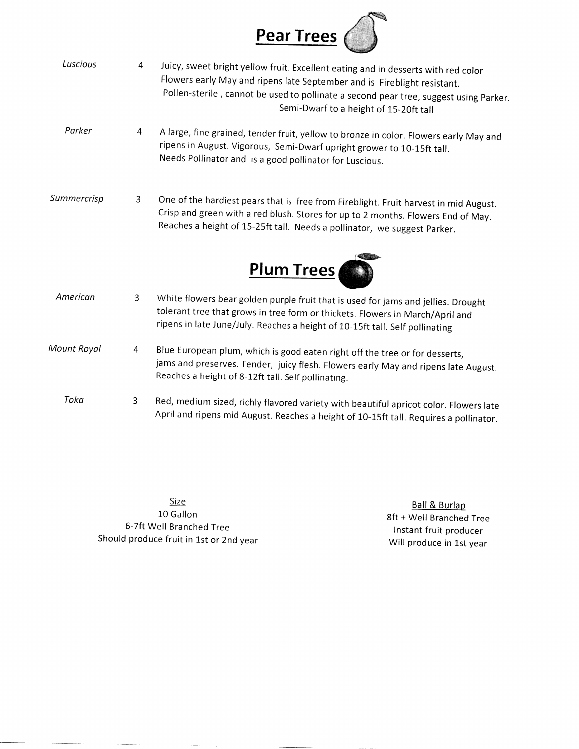## Pear Trees

| | | |
|---|---|---|
| *Luscious* | 4 | Juicy, sweet bright yellow fruit. Excellent eating and in desserts with red color Flowers early May and ripens late September and is Fireblight resistant. Pollen-sterile , cannot be used to pollinate a second pear tree, suggest using Parker. Semi-Dwarf to a height of 15-20ft tall |
| *Parker* | 4 | A large, fine grained, tender fruit, yellow to bronze in color. Flowers early May and ripens in August. Vigorous, Semi-Dwarf upright grower to 10-15ft tall. Needs Pollinator and is a good pollinator for Luscious. |
| *Summercrisp* | 3 | One of the hardiest pears that is free from Fireblight. Fruit harvest in mid August. Crisp and green with a red blush. Stores for up to 2 months. Flowers End of May. Reaches a height of 15-25ft tall. Needs a pollinator, we suggest Parker. |

## Plum Trees

| | | |
|---|---|---|
| *American* | 3 | White flowers bear golden purple fruit that is used for jams and jellies. Drought tolerant tree that grows in tree form or thickets. Flowers in March/April and ripens in late June/July. Reaches a height of 10-15ft tall. Self pollinating |
| *Mount Royal* | 4 | Blue European plum, which is good eaten right off the tree or for desserts, jams and preserves. Tender, juicy flesh. Flowers early May and ripens late August. Reaches a height of 8-12ft tall. Self pollinating. |
| *Toka* | 3 | Red, medium sized, richly flavored variety with beautiful apricot color. Flowers late April and ripens mid August. Reaches a height of 10-15ft tall. Requires a pollinator. |

<u>Size</u>
10 Gallon
6-7ft Well Branched Tree
Should produce fruit in 1st or 2nd year

<u>Ball & Burlap</u>
8ft + Well Branched Tree
Instant fruit producer
Will produce in 1st year